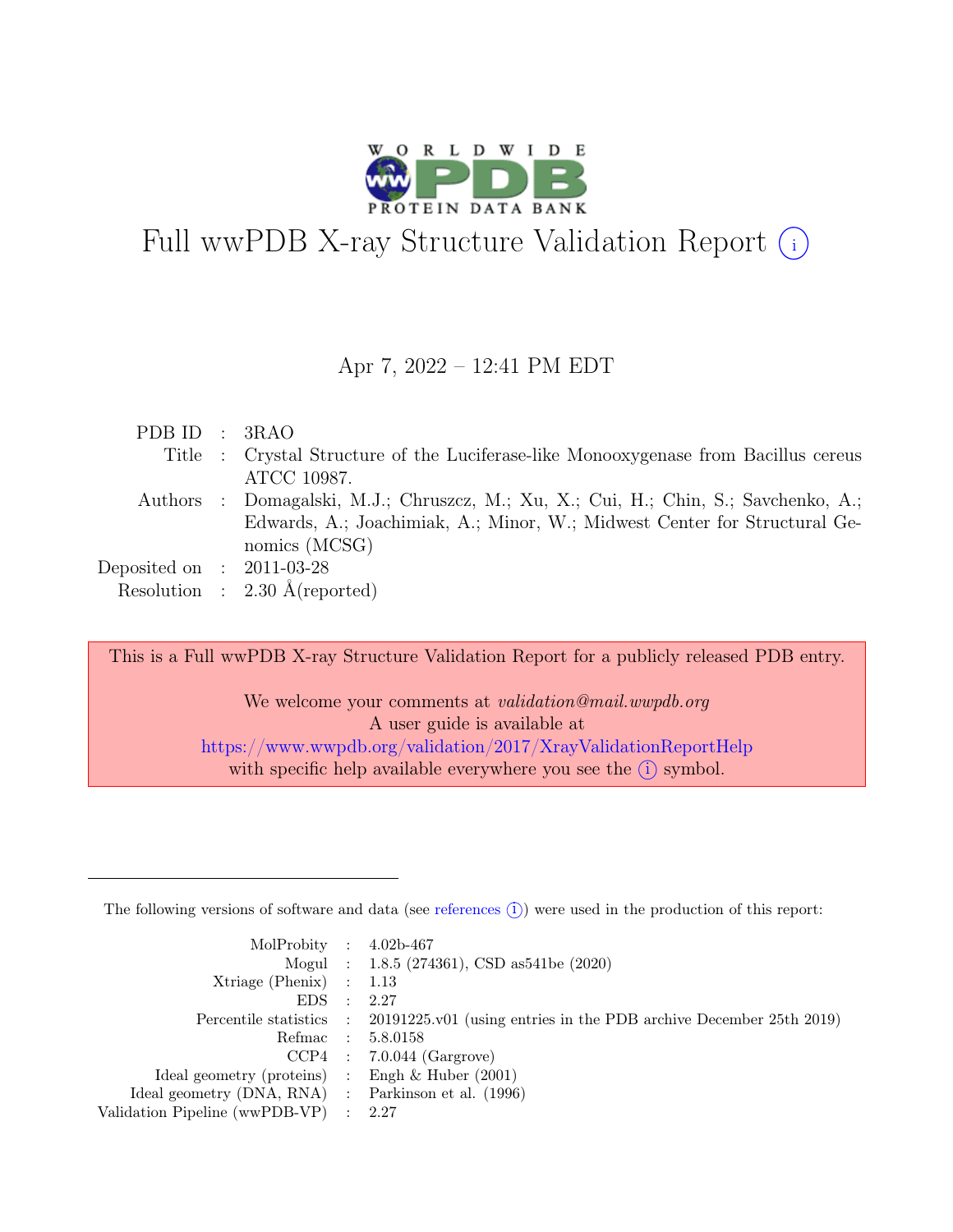# Full wwPDB X-ray Structure Validation Report (i)

Apr 7, 2022 – 12:41 PM EDT

| | | |
|---|---|---|
| PDB ID | : | 3RAO |
| Title | : | Crystal Structure of the Luciferase-like Monooxygenase from Bacillus cereus ATCC 10987. |
| Authors | : | Domagalski, M.J.; Chruszcz, M.; Xu, X.; Cui, H.; Chin, S.; Savchenko, A.; Edwards, A.; Joachimiak, A.; Minor, W.; Midwest Center for Structural Genomics (MCSG) |
| Deposited on | : | 2011-03-28 |
| Resolution | : | 2.30 Å(reported) |

This is a Full wwPDB X-ray Structure Validation Report for a publicly released PDB entry.

We welcome your comments at *validation@mail.wwpdb.org*
A user guide is available at
https://www.wwpdb.org/validation/2017/XrayValidationReportHelp
with specific help available everywhere you see the (i) symbol.

---

The following versions of software and data (see references (i)) were used in the production of this report:

| | | |
|---|---|---|
| MolProbity | : | 4.02b-467 |
| Mogul | : | 1.8.5 (274361), CSD as541be (2020) |
| Xtriage (Phenix) | : | 1.13 |
| EDS | : | 2.27 |
| Percentile statistics | : | 20191225.v01 (using entries in the PDB archive December 25th 2019) |
| Refmac | : | 5.8.0158 |
| CCP4 | : | 7.0.044 (Gargrove) |
| Ideal geometry (proteins) | : | Engh & Huber (2001) |
| Ideal geometry (DNA, RNA) | : | Parkinson et al. (1996) |
| Validation Pipeline (wwPDB-VP) | : | 2.27 |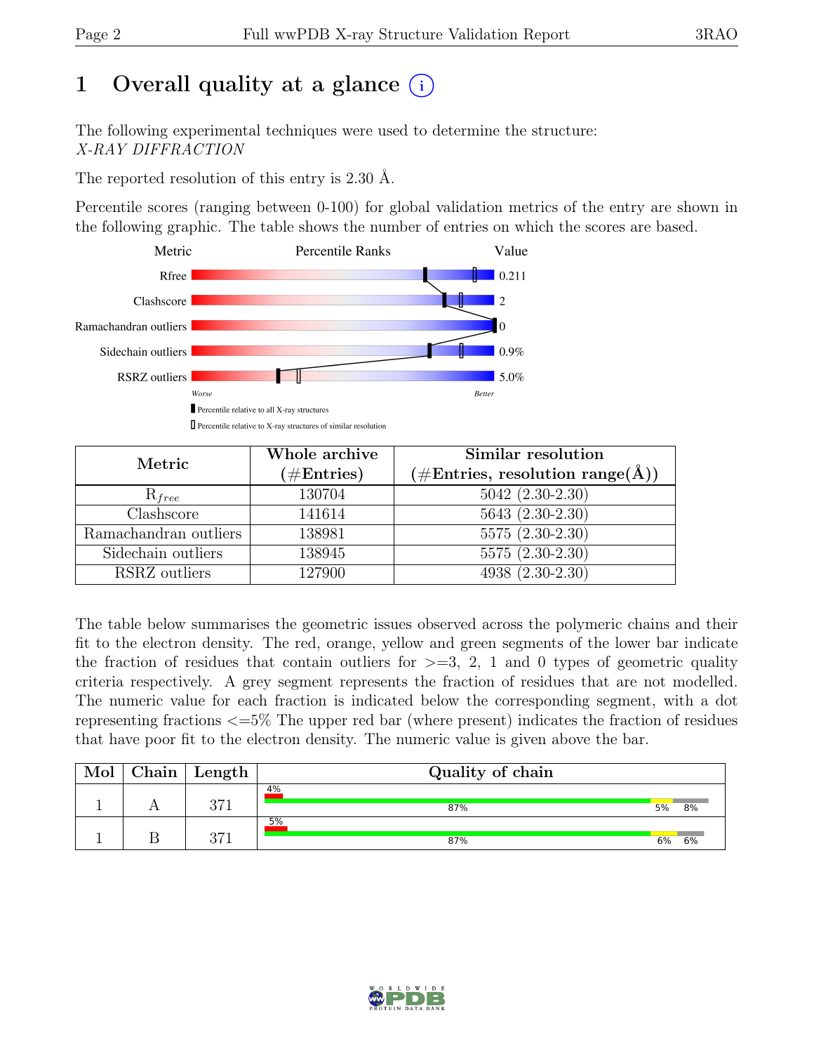# 1 Overall quality at a glance (i)

The following experimental techniques were used to determine the structure:
*X-RAY DIFFRACTION*

The reported resolution of this entry is 2.30 Å.

Percentile scores (ranging between 0-100) for global validation metrics of the entry are shown in the following graphic. The table shows the number of entries on which the scores are based.

| Metric | Value |
|---|---|
| Rfree | 0.211 |
| Clashscore | 2 |
| Ramachandran outliers | 0 |
| Sidechain outliers | 0.9% |
| RSRZ outliers | 5.0% |

| Metric | Whole archive (#Entries) | Similar resolution (#Entries, resolution range(Å)) |
|---|---|---|
| $R_{free}$ | 130704 | 5042 (2.30-2.30) |
| Clashscore | 141614 | 5643 (2.30-2.30) |
| Ramachandran outliers | 138981 | 5575 (2.30-2.30) |
| Sidechain outliers | 138945 | 5575 (2.30-2.30) |
| RSRZ outliers | 127900 | 4938 (2.30-2.30) |

The table below summarises the geometric issues observed across the polymeric chains and their fit to the electron density. The red, orange, yellow and green segments of the lower bar indicate the fraction of residues that contain outliers for >=3, 2, 1 and 0 types of geometric quality criteria respectively. A grey segment represents the fraction of residues that are not modelled. The numeric value for each fraction is indicated below the corresponding segment, with a dot representing fractions <=5% The upper red bar (where present) indicates the fraction of residues that have poor fit to the electron density. The numeric value is given above the bar.

| Mol | Chain | Length | Quality of chain |
|---|---|---|---|
| 1 | A | 371 | 4% ; 87% ; 5% ; 8% |
| 1 | B | 371 | 5% ; 87% ; 6% ; 6% |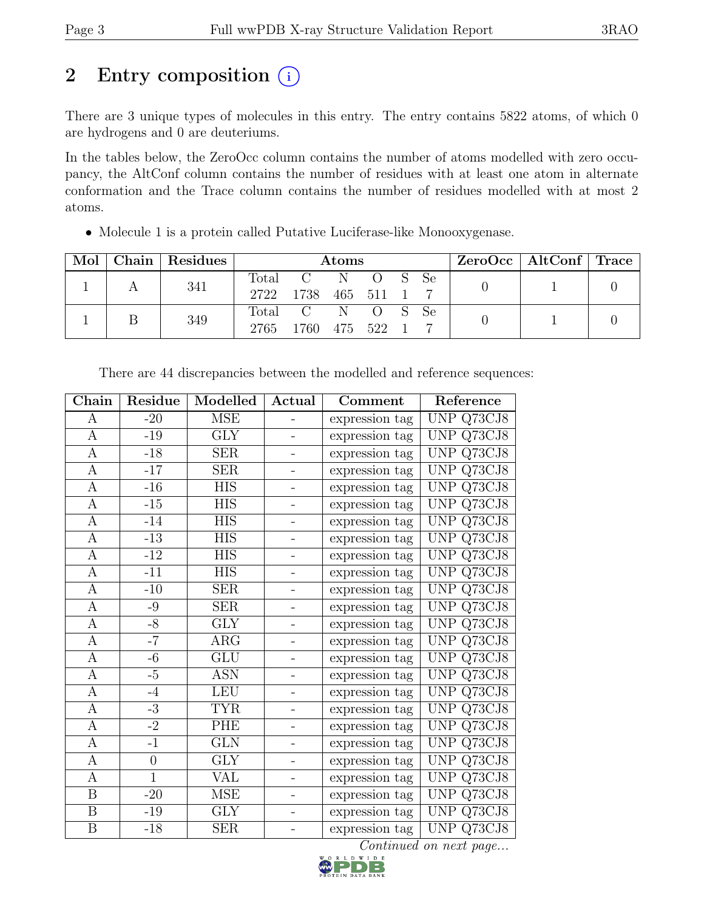# 2 Entry composition (i)

There are 3 unique types of molecules in this entry. The entry contains 5822 atoms, of which 0 are hydrogens and 0 are deuteriums.

In the tables below, the ZeroOcc column contains the number of atoms modelled with zero occupancy, the AltConf column contains the number of residues with at least one atom in alternate conformation and the Trace column contains the number of residues modelled with at most 2 atoms.

- Molecule 1 is a protein called Putative Luciferase-like Monooxygenase.

| Mol | Chain | Residues | Atoms | | | | | | ZeroOcc | AltConf | Trace |
|---|---|---|---|---|---|---|---|---|---|---|---|
| 1 | A | 341 | Total 2722 | C 1738 | N 465 | O 511 | S 1 | Se 7 | 0 | 1 | 0 |
| 1 | B | 349 | Total 2765 | C 1760 | N 475 | O 522 | S 1 | Se 7 | 0 | 1 | 0 |

There are 44 discrepancies between the modelled and reference sequences:

| Chain | Residue | Modelled | Actual | Comment | Reference |
|---|---|---|---|---|---|
| A | -20 | MSE | - | expression tag | UNP Q73CJ8 |
| A | -19 | GLY | - | expression tag | UNP Q73CJ8 |
| A | -18 | SER | - | expression tag | UNP Q73CJ8 |
| A | -17 | SER | - | expression tag | UNP Q73CJ8 |
| A | -16 | HIS | - | expression tag | UNP Q73CJ8 |
| A | -15 | HIS | - | expression tag | UNP Q73CJ8 |
| A | -14 | HIS | - | expression tag | UNP Q73CJ8 |
| A | -13 | HIS | - | expression tag | UNP Q73CJ8 |
| A | -12 | HIS | - | expression tag | UNP Q73CJ8 |
| A | -11 | HIS | - | expression tag | UNP Q73CJ8 |
| A | -10 | SER | - | expression tag | UNP Q73CJ8 |
| A | -9 | SER | - | expression tag | UNP Q73CJ8 |
| A | -8 | GLY | - | expression tag | UNP Q73CJ8 |
| A | -7 | ARG | - | expression tag | UNP Q73CJ8 |
| A | -6 | GLU | - | expression tag | UNP Q73CJ8 |
| A | -5 | ASN | - | expression tag | UNP Q73CJ8 |
| A | -4 | LEU | - | expression tag | UNP Q73CJ8 |
| A | -3 | TYR | - | expression tag | UNP Q73CJ8 |
| A | -2 | PHE | - | expression tag | UNP Q73CJ8 |
| A | -1 | GLN | - | expression tag | UNP Q73CJ8 |
| A | 0 | GLY | - | expression tag | UNP Q73CJ8 |
| A | 1 | VAL | - | expression tag | UNP Q73CJ8 |
| B | -20 | MSE | - | expression tag | UNP Q73CJ8 |
| B | -19 | GLY | - | expression tag | UNP Q73CJ8 |
| B | -18 | SER | - | expression tag | UNP Q73CJ8 |

*Continued on next page...*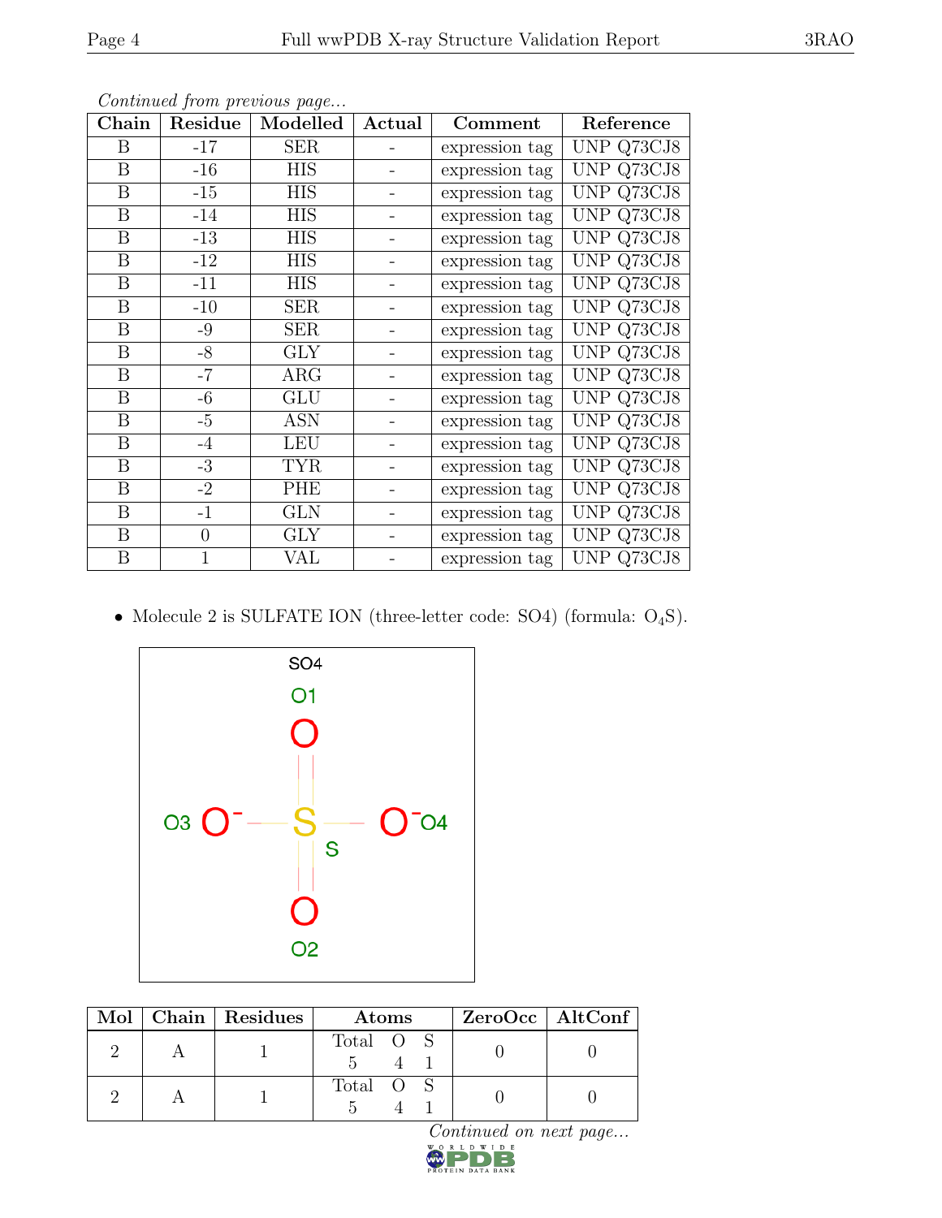*Continued from previous page...*

| Chain | Residue | Modelled | Actual | Comment | Reference |
|---|---|---|---|---|---|
| B | -17 | SER | - | expression tag | UNP Q73CJ8 |
| B | -16 | HIS | - | expression tag | UNP Q73CJ8 |
| B | -15 | HIS | - | expression tag | UNP Q73CJ8 |
| B | -14 | HIS | - | expression tag | UNP Q73CJ8 |
| B | -13 | HIS | - | expression tag | UNP Q73CJ8 |
| B | -12 | HIS | - | expression tag | UNP Q73CJ8 |
| B | -11 | HIS | - | expression tag | UNP Q73CJ8 |
| B | -10 | SER | - | expression tag | UNP Q73CJ8 |
| B | -9 | SER | - | expression tag | UNP Q73CJ8 |
| B | -8 | GLY | - | expression tag | UNP Q73CJ8 |
| B | -7 | ARG | - | expression tag | UNP Q73CJ8 |
| B | -6 | GLU | - | expression tag | UNP Q73CJ8 |
| B | -5 | ASN | - | expression tag | UNP Q73CJ8 |
| B | -4 | LEU | - | expression tag | UNP Q73CJ8 |
| B | -3 | TYR | - | expression tag | UNP Q73CJ8 |
| B | -2 | PHE | - | expression tag | UNP Q73CJ8 |
| B | -1 | GLN | - | expression tag | UNP Q73CJ8 |
| B | 0 | GLY | - | expression tag | UNP Q73CJ8 |
| B | 1 | VAL | - | expression tag | UNP Q73CJ8 |

- Molecule 2 is SULFATE ION (three-letter code: SO4) (formula: $O_4S$).

| Mol | Chain | Residues | Atoms | ZeroOcc | AltConf |
|---|---|---|---|---|---|
| 2 | A | 1 | Total O S<br>5 4 1 | 0 | 0 |
| 2 | A | 1 | Total O S<br>5 4 1 | 0 | 0 |

*Continued on next page...*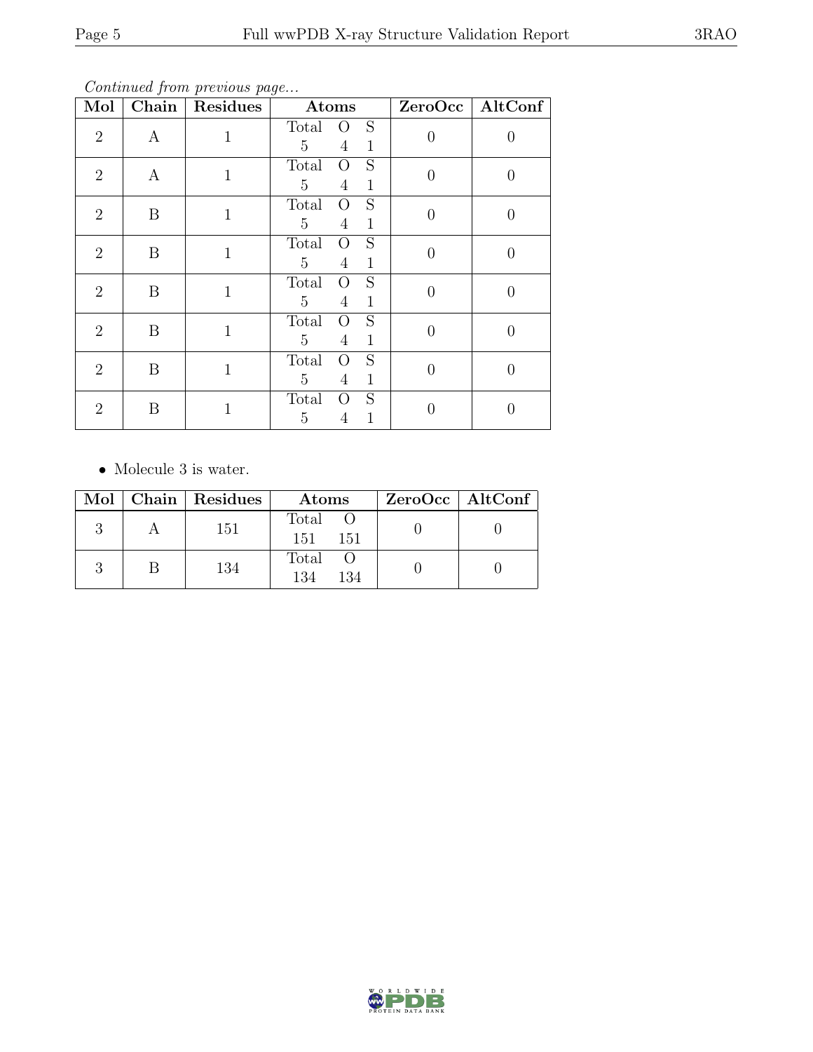*Continued from previous page...*

| Mol | Chain | Residues | Atoms | ZeroOcc | AltConf |
|---|---|---|---|---|---|
| 2 | A | 1 | Total O S<br>5 4 1 | 0 | 0 |
| 2 | A | 1 | Total O S<br>5 4 1 | 0 | 0 |
| 2 | B | 1 | Total O S<br>5 4 1 | 0 | 0 |
| 2 | B | 1 | Total O S<br>5 4 1 | 0 | 0 |
| 2 | B | 1 | Total O S<br>5 4 1 | 0 | 0 |
| 2 | B | 1 | Total O S<br>5 4 1 | 0 | 0 |
| 2 | B | 1 | Total O S<br>5 4 1 | 0 | 0 |
| 2 | B | 1 | Total O S<br>5 4 1 | 0 | 0 |

- Molecule 3 is water.

| Mol | Chain | Residues | Atoms | ZeroOcc | AltConf |
|---|---|---|---|---|---|
| 3 | A | 151 | Total O<br>151 151 | 0 | 0 |
| 3 | B | 134 | Total O<br>134 134 | 0 | 0 |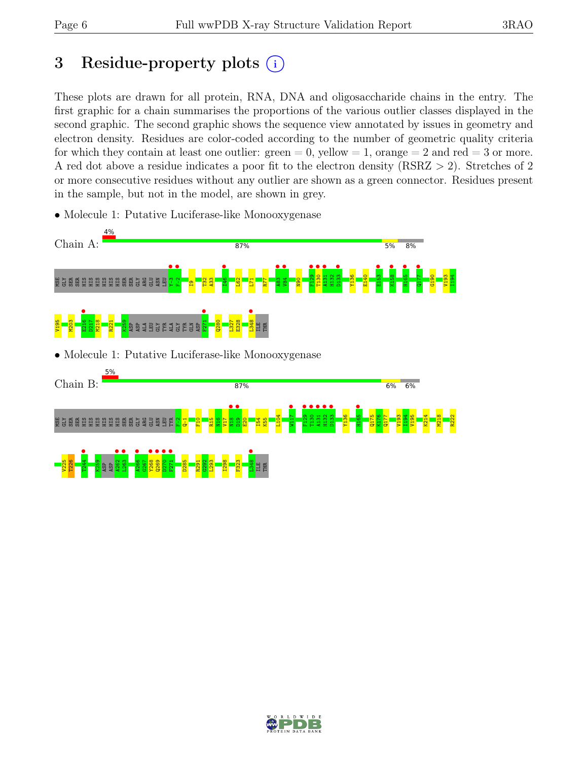# 3 Residue-property plots

These plots are drawn for all protein, RNA, DNA and oligosaccharide chains in the entry. The first graphic for a chain summarises the proportions of the various outlier classes displayed in the second graphic. The second graphic shows the sequence view annotated by issues in geometry and electron density. Residues are color-coded according to the number of geometric quality criteria for which they contain at least one outlier: green = 0, yellow = 1, orange = 2 and red = 3 or more. A red dot above a residue indicates a poor fit to the electron density (RSRZ > 2). Stretches of 2 or more consecutive residues without any outlier are shown as a green connector. Residues present in the sample, but not in the model, are shown in grey.

- Molecule 1: Putative Luciferase-like Monooxygenase

Chain A: 4% | 87% | 5% | 8%

MSE GLY SER SER HIS HIS HIS HIS HIS HIS SER SER GLY ARG GLU ASN LEU Y-3 F-2 I9 T32 A33 I46 L62 L71 R77 A83 V84 N90 F129 T130 A131 H132 D133 Y136 E140 E153 K158 H165 Q177 G190 V193 I194 V195 M203 E216 D217 M218 R221 K259 ASP ASP ALA LEU GLY TYR ALA GLY TYR GLN ASP F271 Q280 L327 E328 L348 ILE THR

- Molecule 1: Putative Luciferase-like Monooxygenase

Chain B: 5% | 87% | 6% | 6%

MSE GLY SER SER HIS HIS HIS HIS HIS HIS SER SER GLY ARG GLU ASN LEU TYR F-2 Q-1 F10 R15 N16 V17 N18 D19 E20 I54 K55 L104 W117 F129 T130 A131 H132 D133 Y136 H165 Q175 K176 Q177 V193 I194 V195 K214 M218 R222 V225 T226 T244 K259 ASP ASP A262 L263 A266 G267 Y268 Q269 D270 F271 D285 R291 G292 L293 I298 F323 L348 ILE THR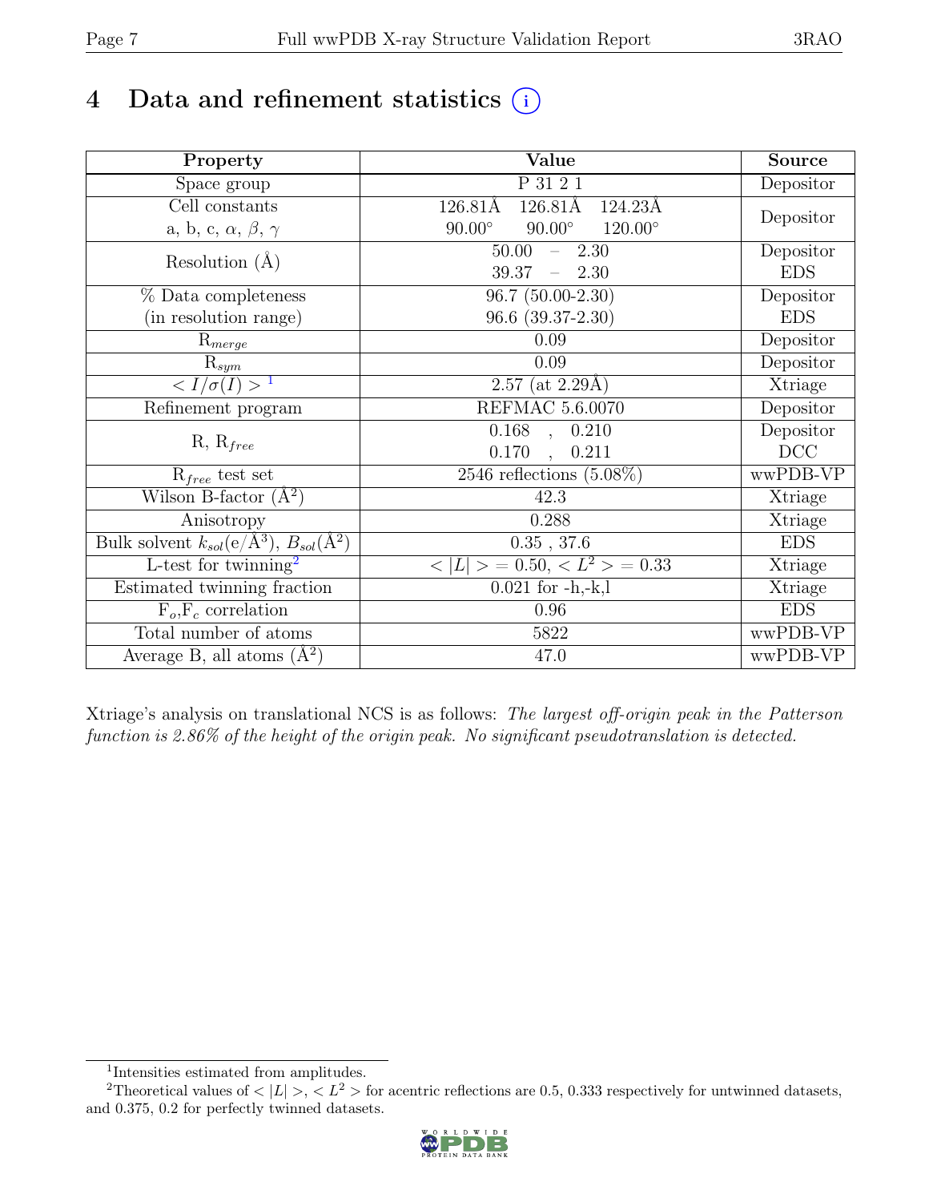# 4 Data and refinement statistics

| Property | Value | Source |
|---|---|---|
| Space group | P 31 2 1 | Depositor |
| Cell constants<br>a, b, c, $\alpha$, $\beta$, $\gamma$ | 126.81Å 126.81Å 124.23Å<br>90.00° 90.00° 120.00° | Depositor |
| Resolution (Å) | 50.00 – 2.30<br>39.37 – 2.30 | Depositor<br>EDS |
| % Data completeness<br>(in resolution range) | 96.7 (50.00-2.30)<br>96.6 (39.37-2.30) | Depositor<br>EDS |
| $R_{merge}$ | 0.09 | Depositor |
| $R_{sym}$ | 0.09 | Depositor |
| $< I/\sigma(I) >$ [1] | 2.57 (at 2.29Å) | Xtriage |
| Refinement program | REFMAC 5.6.0070 | Depositor |
| R, $R_{free}$ | 0.168 , 0.210<br>0.170 , 0.211 | Depositor<br>DCC |
| $R_{free}$ test set | 2546 reflections (5.08%) | wwPDB-VP |
| Wilson B-factor (Å$^2$) | 42.3 | Xtriage |
| Anisotropy | 0.288 | Xtriage |
| Bulk solvent $k_{sol}$(e/Å$^3$), $B_{sol}$(Å$^2$) | 0.35 , 37.6 | EDS |
| L-test for twinning[2] | $< \|L\| >$ = 0.50, $< L^2 >$ = 0.33 | Xtriage |
| Estimated twinning fraction | 0.021 for -h,-k,l | Xtriage |
| $F_o$,$F_c$ correlation | 0.96 | EDS |
| Total number of atoms | 5822 | wwPDB-VP |
| Average B, all atoms (Å$^2$) | 47.0 | wwPDB-VP |

Xtriage's analysis on translational NCS is as follows: *The largest off-origin peak in the Patterson function is 2.86% of the height of the origin peak. No significant pseudotranslation is detected.*

[1] Intensities estimated from amplitudes.

[2] Theoretical values of $<|L|>$, $<L^2>$ for acentric reflections are 0.5, 0.333 respectively for untwinned datasets, and 0.375, 0.2 for perfectly twinned datasets.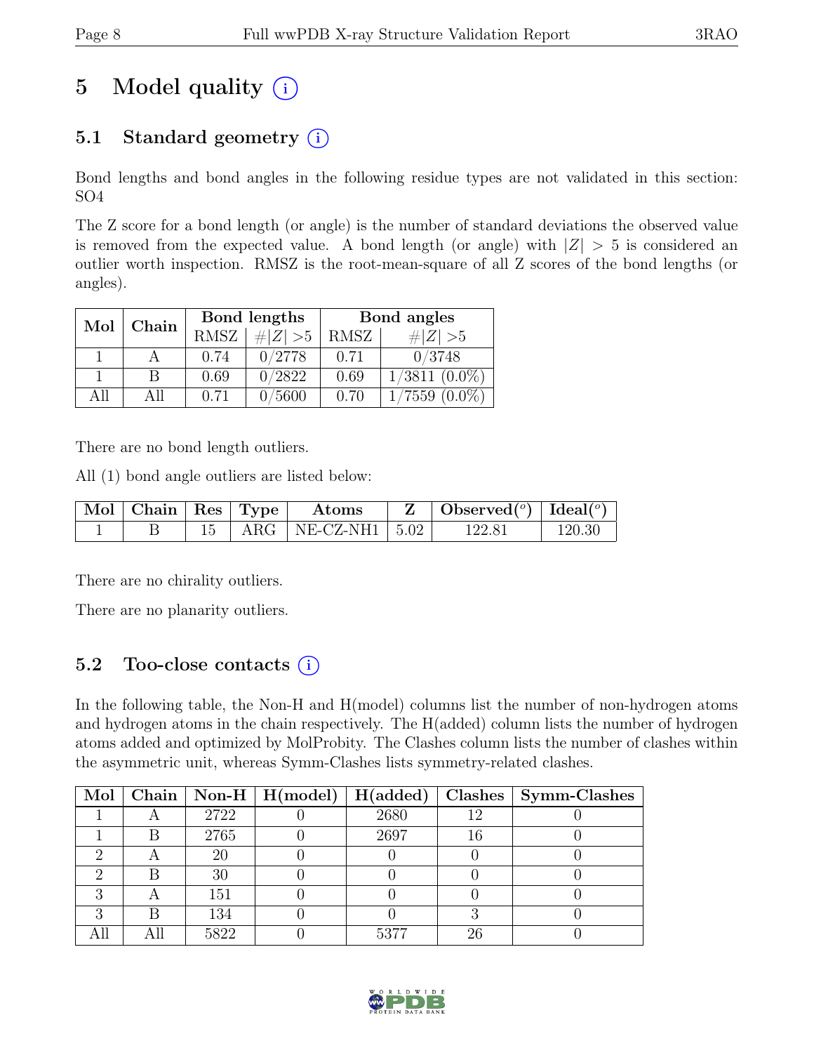# 5 Model quality (i)

## 5.1 Standard geometry (i)

Bond lengths and bond angles in the following residue types are not validated in this section: SO4

The Z score for a bond length (or angle) is the number of standard deviations the observed value is removed from the expected value. A bond length (or angle) with $|Z| > 5$ is considered an outlier worth inspection. RMSZ is the root-mean-square of all Z scores of the bond lengths (or angles).

| Mol | Chain | Bond lengths | | Bond angles | |
|---|---|---|---|---|---|
| | | RMSZ | $\#\|Z\| > 5$ | RMSZ | $\#\|Z\| > 5$ |
| 1 | A | 0.74 | 0/2778 | 0.71 | 0/3748 |
| 1 | B | 0.69 | 0/2822 | 0.69 | 1/3811 (0.0%) |
| All | All | 0.71 | 0/5600 | 0.70 | 1/7559 (0.0%) |

There are no bond length outliers.

All (1) bond angle outliers are listed below:

| Mol | Chain | Res | Type | Atoms | Z | Observed($^o$) | Ideal($^o$) |
|---|---|---|---|---|---|---|---|
| 1 | B | 15 | ARG | NE-CZ-NH1 | 5.02 | 122.81 | 120.30 |

There are no chirality outliers.

There are no planarity outliers.

## 5.2 Too-close contacts (i)

In the following table, the Non-H and H(model) columns list the number of non-hydrogen atoms and hydrogen atoms in the chain respectively. The H(added) column lists the number of hydrogen atoms added and optimized by MolProbity. The Clashes column lists the number of clashes within the asymmetric unit, whereas Symm-Clashes lists symmetry-related clashes.

| Mol | Chain | Non-H | H(model) | H(added) | Clashes | Symm-Clashes |
|---|---|---|---|---|---|---|
| 1 | A | 2722 | 0 | 2680 | 12 | 0 |
| 1 | B | 2765 | 0 | 2697 | 16 | 0 |
| 2 | A | 20 | 0 | 0 | 0 | 0 |
| 2 | B | 30 | 0 | 0 | 0 | 0 |
| 3 | A | 151 | 0 | 0 | 0 | 0 |
| 3 | B | 134 | 0 | 0 | 3 | 0 |
| All | All | 5822 | 0 | 5377 | 26 | 0 |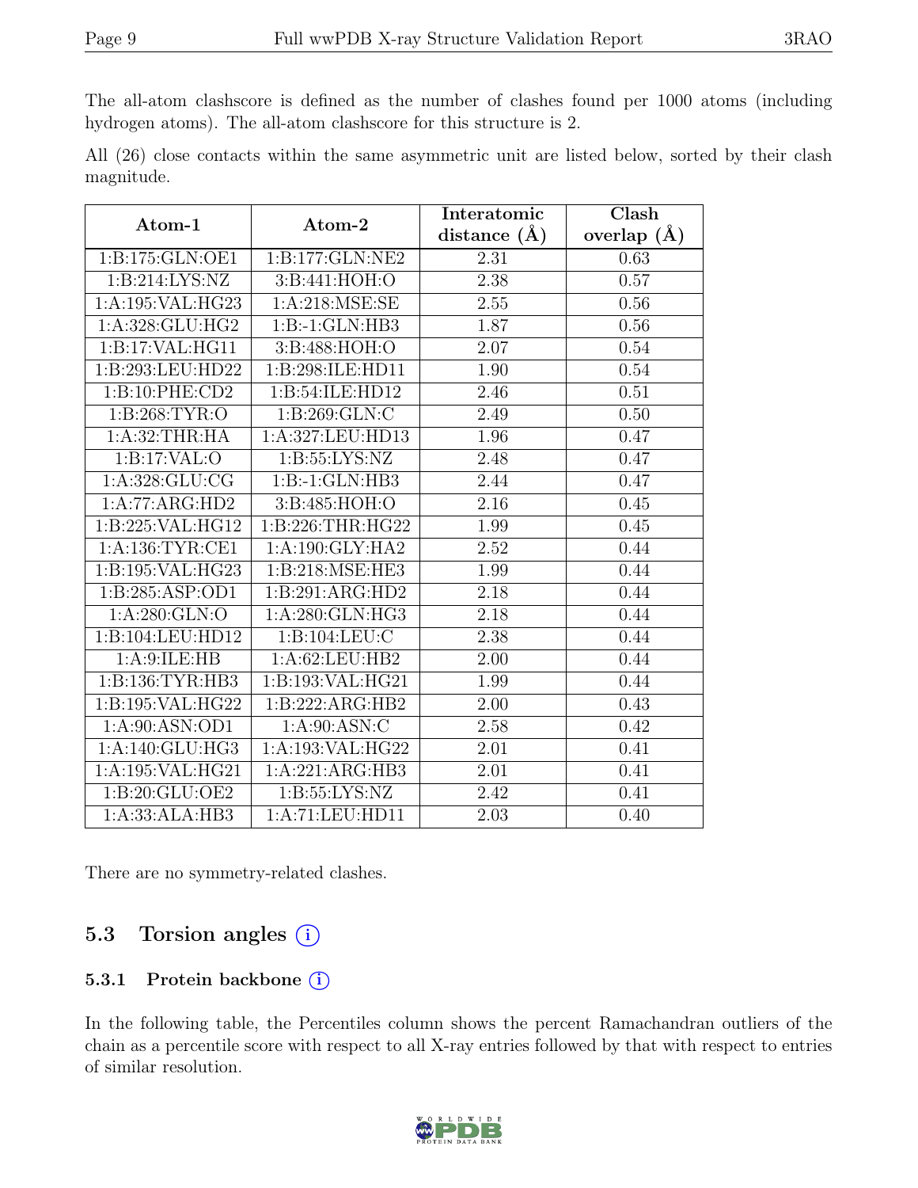The all-atom clashscore is defined as the number of clashes found per 1000 atoms (including hydrogen atoms). The all-atom clashscore for this structure is 2.

All (26) close contacts within the same asymmetric unit are listed below, sorted by their clash magnitude.

| Atom-1 | Atom-2 | Interatomic distance (Å) | Clash overlap (Å) |
|---|---|---|---|
| 1:B:175:GLN:OE1 | 1:B:177:GLN:NE2 | 2.31 | 0.63 |
| 1:B:214:LYS:NZ | 3:B:441:HOH:O | 2.38 | 0.57 |
| 1:A:195:VAL:HG23 | 1:A:218:MSE:SE | 2.55 | 0.56 |
| 1:A:328:GLU:HG2 | 1:B:-1:GLN:HB3 | 1.87 | 0.56 |
| 1:B:17:VAL:HG11 | 3:B:488:HOH:O | 2.07 | 0.54 |
| 1:B:293:LEU:HD22 | 1:B:298:ILE:HD11 | 1.90 | 0.54 |
| 1:B:10:PHE:CD2 | 1:B:54:ILE:HD12 | 2.46 | 0.51 |
| 1:B:268:TYR:O | 1:B:269:GLN:C | 2.49 | 0.50 |
| 1:A:32:THR:HA | 1:A:327:LEU:HD13 | 1.96 | 0.47 |
| 1:B:17:VAL:O | 1:B:55:LYS:NZ | 2.48 | 0.47 |
| 1:A:328:GLU:CG | 1:B:-1:GLN:HB3 | 2.44 | 0.47 |
| 1:A:77:ARG:HD2 | 3:B:485:HOH:O | 2.16 | 0.45 |
| 1:B:225:VAL:HG12 | 1:B:226:THR:HG22 | 1.99 | 0.45 |
| 1:A:136:TYR:CE1 | 1:A:190:GLY:HA2 | 2.52 | 0.44 |
| 1:B:195:VAL:HG23 | 1:B:218:MSE:HE3 | 1.99 | 0.44 |
| 1:B:285:ASP:OD1 | 1:B:291:ARG:HD2 | 2.18 | 0.44 |
| 1:A:280:GLN:O | 1:A:280:GLN:HG3 | 2.18 | 0.44 |
| 1:B:104:LEU:HD12 | 1:B:104:LEU:C | 2.38 | 0.44 |
| 1:A:9:ILE:HB | 1:A:62:LEU:HB2 | 2.00 | 0.44 |
| 1:B:136:TYR:HB3 | 1:B:193:VAL:HG21 | 1.99 | 0.44 |
| 1:B:195:VAL:HG22 | 1:B:222:ARG:HB2 | 2.00 | 0.43 |
| 1:A:90:ASN:OD1 | 1:A:90:ASN:C | 2.58 | 0.42 |
| 1:A:140:GLU:HG3 | 1:A:193:VAL:HG22 | 2.01 | 0.41 |
| 1:A:195:VAL:HG21 | 1:A:221:ARG:HB3 | 2.01 | 0.41 |
| 1:B:20:GLU:OE2 | 1:B:55:LYS:NZ | 2.42 | 0.41 |
| 1:A:33:ALA:HB3 | 1:A:71:LEU:HD11 | 2.03 | 0.40 |

There are no symmetry-related clashes.

## 5.3 Torsion angles

### 5.3.1 Protein backbone

In the following table, the Percentiles column shows the percent Ramachandran outliers of the chain as a percentile score with respect to all X-ray entries followed by that with respect to entries of similar resolution.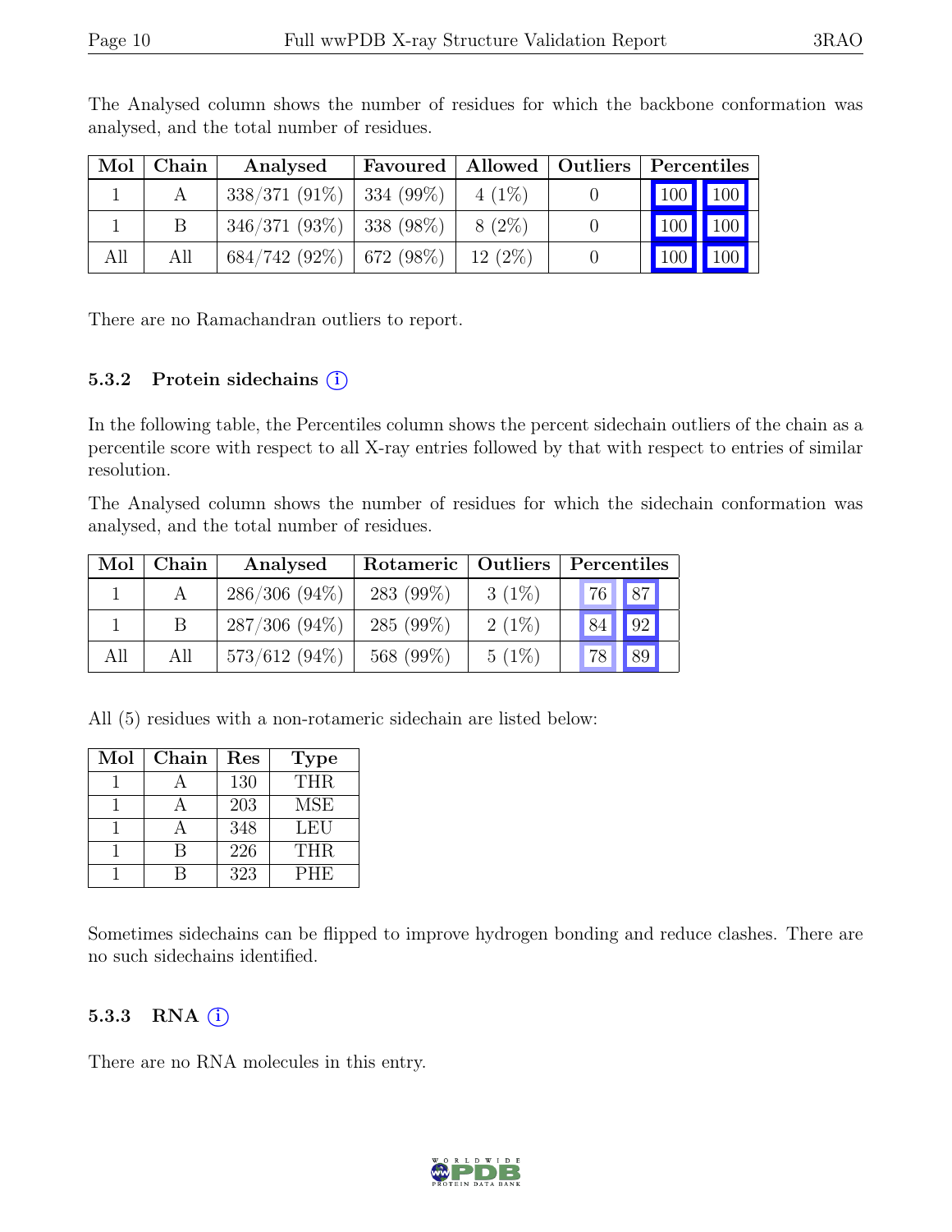The Analysed column shows the number of residues for which the backbone conformation was analysed, and the total number of residues.

| Mol | Chain | Analysed | Favoured | Allowed | Outliers | Percentiles | |
|---|---|---|---|---|---|---|---|
| 1 | A | 338/371 (91%) | 334 (99%) | 4 (1%) | 0 | 100 | 100 |
| 1 | B | 346/371 (93%) | 338 (98%) | 8 (2%) | 0 | 100 | 100 |
| All | All | 684/742 (92%) | 672 (98%) | 12 (2%) | 0 | 100 | 100 |

There are no Ramachandran outliers to report.

### 5.3.2 Protein sidechains (i)

In the following table, the Percentiles column shows the percent sidechain outliers of the chain as a percentile score with respect to all X-ray entries followed by that with respect to entries of similar resolution.

The Analysed column shows the number of residues for which the sidechain conformation was analysed, and the total number of residues.

| Mol | Chain | Analysed | Rotameric | Outliers | Percentiles | |
|---|---|---|---|---|---|---|
| 1 | A | 286/306 (94%) | 283 (99%) | 3 (1%) | 76 | 87 |
| 1 | B | 287/306 (94%) | 285 (99%) | 2 (1%) | 84 | 92 |
| All | All | 573/612 (94%) | 568 (99%) | 5 (1%) | 78 | 89 |

All (5) residues with a non-rotameric sidechain are listed below:

| Mol | Chain | Res | Type |
|---|---|---|---|
| 1 | A | 130 | THR |
| 1 | A | 203 | MSE |
| 1 | A | 348 | LEU |
| 1 | B | 226 | THR |
| 1 | B | 323 | PHE |

Sometimes sidechains can be flipped to improve hydrogen bonding and reduce clashes. There are no such sidechains identified.

### 5.3.3 RNA (i)

There are no RNA molecules in this entry.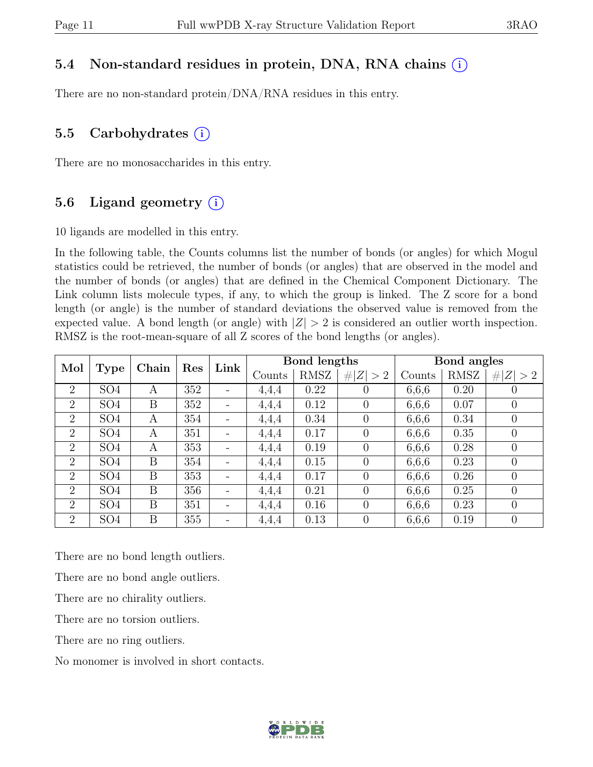### 5.4 Non-standard residues in protein, DNA, RNA chains (i)

There are no non-standard protein/DNA/RNA residues in this entry.

### 5.5 Carbohydrates (i)

There are no monosaccharides in this entry.

### 5.6 Ligand geometry (i)

10 ligands are modelled in this entry.

In the following table, the Counts columns list the number of bonds (or angles) for which Mogul statistics could be retrieved, the number of bonds (or angles) that are observed in the model and the number of bonds (or angles) that are defined in the Chemical Component Dictionary. The Link column lists molecule types, if any, to which the group is linked. The Z score for a bond length (or angle) is the number of standard deviations the observed value is removed from the expected value. A bond length (or angle) with $|Z| > 2$ is considered an outlier worth inspection. RMSZ is the root-mean-square of all Z scores of the bond lengths (or angles).

| Mol | Type | Chain | Res | Link | Bond lengths | | | Bond angles | | |
|---|---|---|---|---|---|---|---|---|---|---|
| | | | | | Counts | RMSZ | $\#\|Z\| > 2$ | Counts | RMSZ | $\#\|Z\| > 2$ |
| 2 | SO4 | A | 352 | - | 4,4,4 | 0.22 | 0 | 6,6,6 | 0.20 | 0 |
| 2 | SO4 | B | 352 | - | 4,4,4 | 0.12 | 0 | 6,6,6 | 0.07 | 0 |
| 2 | SO4 | A | 354 | - | 4,4,4 | 0.34 | 0 | 6,6,6 | 0.34 | 0 |
| 2 | SO4 | A | 351 | - | 4,4,4 | 0.17 | 0 | 6,6,6 | 0.35 | 0 |
| 2 | SO4 | A | 353 | - | 4,4,4 | 0.19 | 0 | 6,6,6 | 0.28 | 0 |
| 2 | SO4 | B | 354 | - | 4,4,4 | 0.15 | 0 | 6,6,6 | 0.23 | 0 |
| 2 | SO4 | B | 353 | - | 4,4,4 | 0.17 | 0 | 6,6,6 | 0.26 | 0 |
| 2 | SO4 | B | 356 | - | 4,4,4 | 0.21 | 0 | 6,6,6 | 0.25 | 0 |
| 2 | SO4 | B | 351 | - | 4,4,4 | 0.16 | 0 | 6,6,6 | 0.23 | 0 |
| 2 | SO4 | B | 355 | - | 4,4,4 | 0.13 | 0 | 6,6,6 | 0.19 | 0 |

There are no bond length outliers.

There are no bond angle outliers.

There are no chirality outliers.

There are no torsion outliers.

There are no ring outliers.

No monomer is involved in short contacts.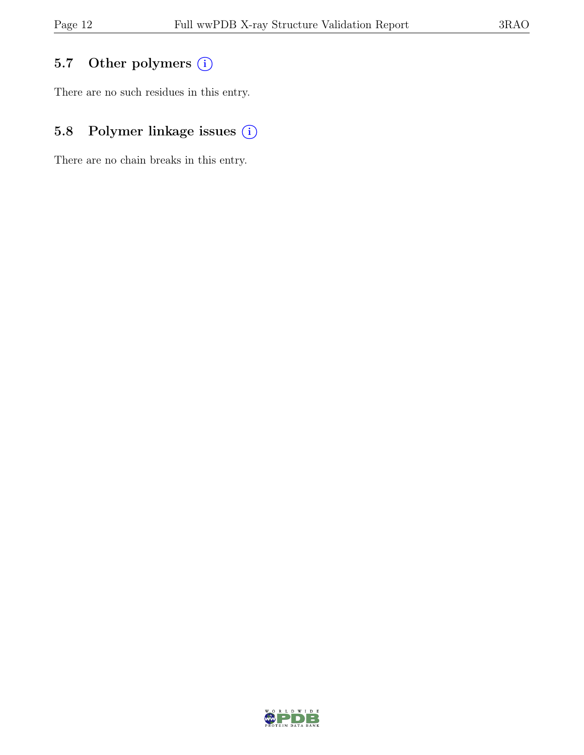## 5.7 Other polymers (i)

There are no such residues in this entry.

## 5.8 Polymer linkage issues (i)

There are no chain breaks in this entry.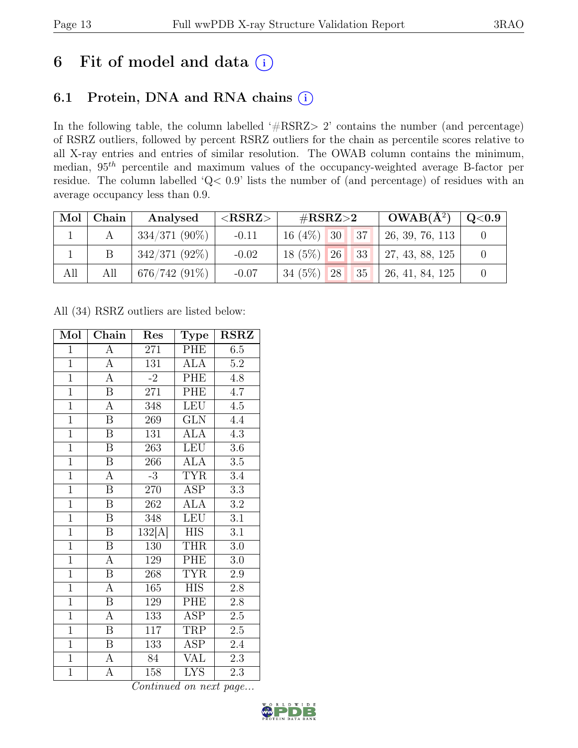# 6 Fit of model and data (i)

## 6.1 Protein, DNA and RNA chains (i)

In the following table, the column labelled '#RSRZ> 2' contains the number (and percentage) of RSRZ outliers, followed by percent RSRZ outliers for the chain as percentile scores relative to all X-ray entries and entries of similar resolution. The OWAB column contains the minimum, median, $95^{th}$ percentile and maximum values of the occupancy-weighted average B-factor per residue. The column labelled 'Q< 0.9' lists the number of (and percentage) of residues with an average occupancy less than 0.9.

| Mol | Chain | Analysed | <RSRZ> | #RSRZ>2 | | | OWAB(Å$^2$) | Q<0.9 |
|---|---|---|---|---|---|---|---|---|
| 1 | A | 334/371 (90%) | -0.11 | 16 (4%) | 30 | 37 | 26, 39, 76, 113 | 0 |
| 1 | B | 342/371 (92%) | -0.02 | 18 (5%) | 26 | 33 | 27, 43, 88, 125 | 0 |
| All | All | 676/742 (91%) | -0.07 | 34 (5%) | 28 | 35 | 26, 41, 84, 125 | 0 |

All (34) RSRZ outliers are listed below:

| Mol | Chain | Res | Type | RSRZ |
|---|---|---|---|---|
| 1 | A | 271 | PHE | 6.5 |
| 1 | A | 131 | ALA | 5.2 |
| 1 | A | -2 | PHE | 4.8 |
| 1 | B | 271 | PHE | 4.7 |
| 1 | A | 348 | LEU | 4.5 |
| 1 | B | 269 | GLN | 4.4 |
| 1 | B | 131 | ALA | 4.3 |
| 1 | B | 263 | LEU | 3.6 |
| 1 | B | 266 | ALA | 3.5 |
| 1 | A | -3 | TYR | 3.4 |
| 1 | B | 270 | ASP | 3.3 |
| 1 | B | 262 | ALA | 3.2 |
| 1 | B | 348 | LEU | 3.1 |
| 1 | B | 132[A] | HIS | 3.1 |
| 1 | B | 130 | THR | 3.0 |
| 1 | A | 129 | PHE | 3.0 |
| 1 | B | 268 | TYR | 2.9 |
| 1 | A | 165 | HIS | 2.8 |
| 1 | B | 129 | PHE | 2.8 |
| 1 | A | 133 | ASP | 2.5 |
| 1 | B | 117 | TRP | 2.5 |
| 1 | B | 133 | ASP | 2.4 |
| 1 | A | 84 | VAL | 2.3 |
| 1 | A | 158 | LYS | 2.3 |

*Continued on next page...*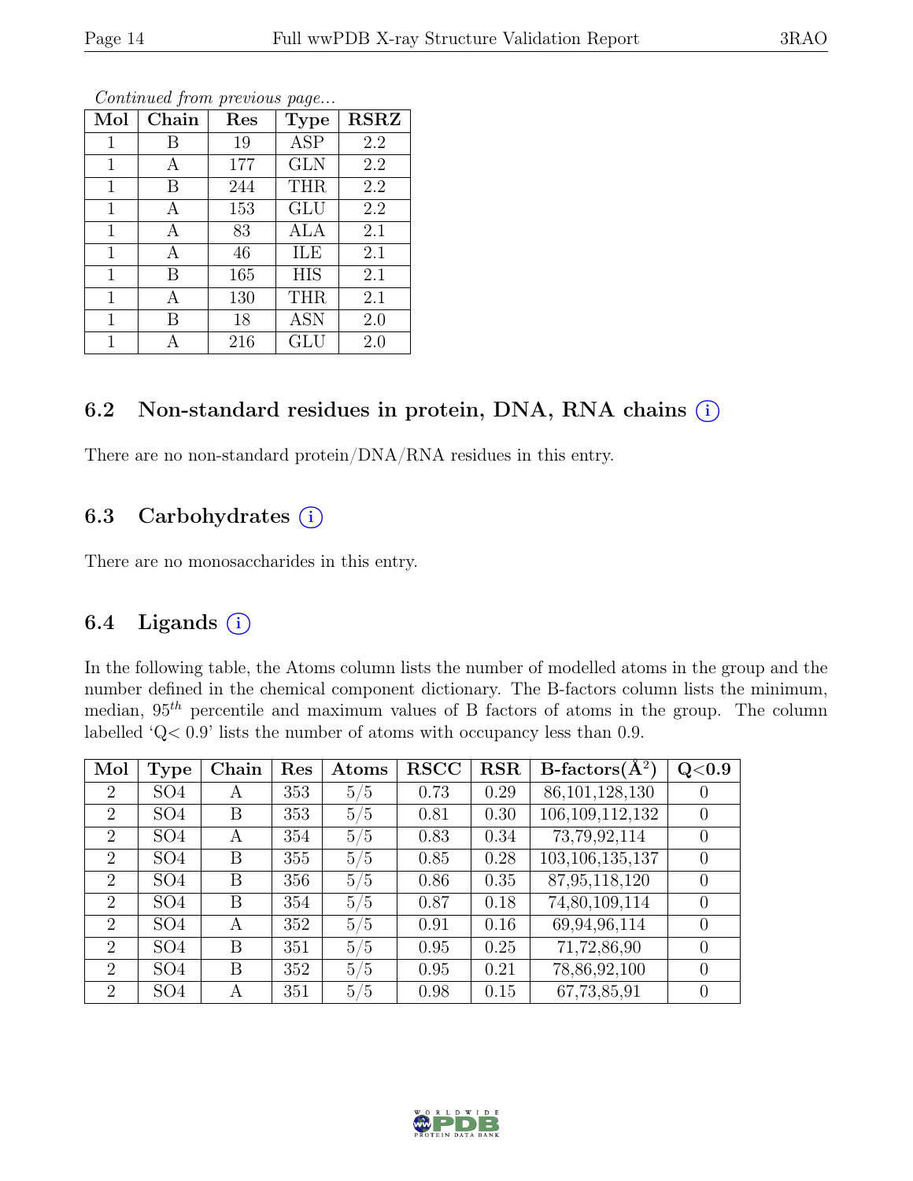*Continued from previous page...*

| Mol | Chain | Res | Type | RSRZ |
|---|---|---|---|---|
| 1 | B | 19 | ASP | 2.2 |
| 1 | A | 177 | GLN | 2.2 |
| 1 | B | 244 | THR | 2.2 |
| 1 | A | 153 | GLU | 2.2 |
| 1 | A | 83 | ALA | 2.1 |
| 1 | A | 46 | ILE | 2.1 |
| 1 | B | 165 | HIS | 2.1 |
| 1 | A | 130 | THR | 2.1 |
| 1 | B | 18 | ASN | 2.0 |
| 1 | A | 216 | GLU | 2.0 |

## 6.2 Non-standard residues in protein, DNA, RNA chains

There are no non-standard protein/DNA/RNA residues in this entry.

## 6.3 Carbohydrates

There are no monosaccharides in this entry.

## 6.4 Ligands

In the following table, the Atoms column lists the number of modelled atoms in the group and the number defined in the chemical component dictionary. The B-factors column lists the minimum, median, $95^{th}$ percentile and maximum values of B factors of atoms in the group. The column labelled 'Q< 0.9' lists the number of atoms with occupancy less than 0.9.

| Mol | Type | Chain | Res | Atoms | RSCC | RSR | B-factors($\AA^2$) | Q<0.9 |
|---|---|---|---|---|---|---|---|---|
| 2 | SO4 | A | 353 | 5/5 | 0.73 | 0.29 | 86,101,128,130 | 0 |
| 2 | SO4 | B | 353 | 5/5 | 0.81 | 0.30 | 106,109,112,132 | 0 |
| 2 | SO4 | A | 354 | 5/5 | 0.83 | 0.34 | 73,79,92,114 | 0 |
| 2 | SO4 | B | 355 | 5/5 | 0.85 | 0.28 | 103,106,135,137 | 0 |
| 2 | SO4 | B | 356 | 5/5 | 0.86 | 0.35 | 87,95,118,120 | 0 |
| 2 | SO4 | B | 354 | 5/5 | 0.87 | 0.18 | 74,80,109,114 | 0 |
| 2 | SO4 | A | 352 | 5/5 | 0.91 | 0.16 | 69,94,96,114 | 0 |
| 2 | SO4 | B | 351 | 5/5 | 0.95 | 0.25 | 71,72,86,90 | 0 |
| 2 | SO4 | B | 352 | 5/5 | 0.95 | 0.21 | 78,86,92,100 | 0 |
| 2 | SO4 | A | 351 | 5/5 | 0.98 | 0.15 | 67,73,85,91 | 0 |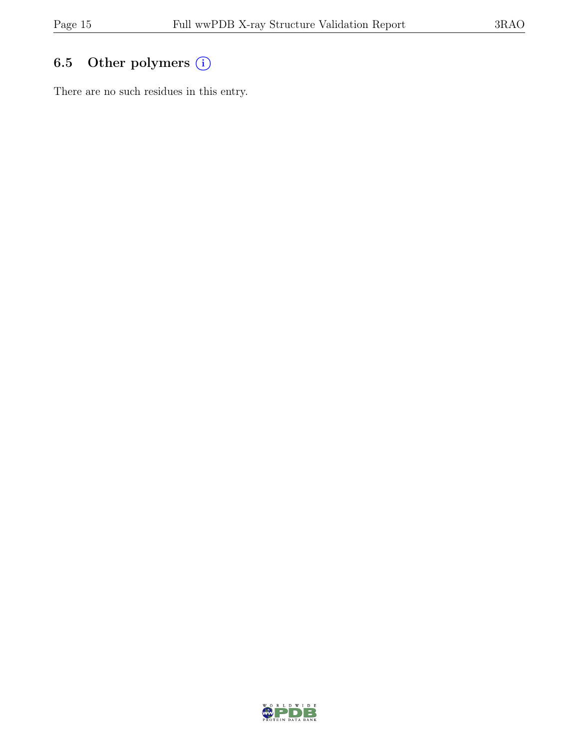### 6.5 Other polymers (i)

There are no such residues in this entry.